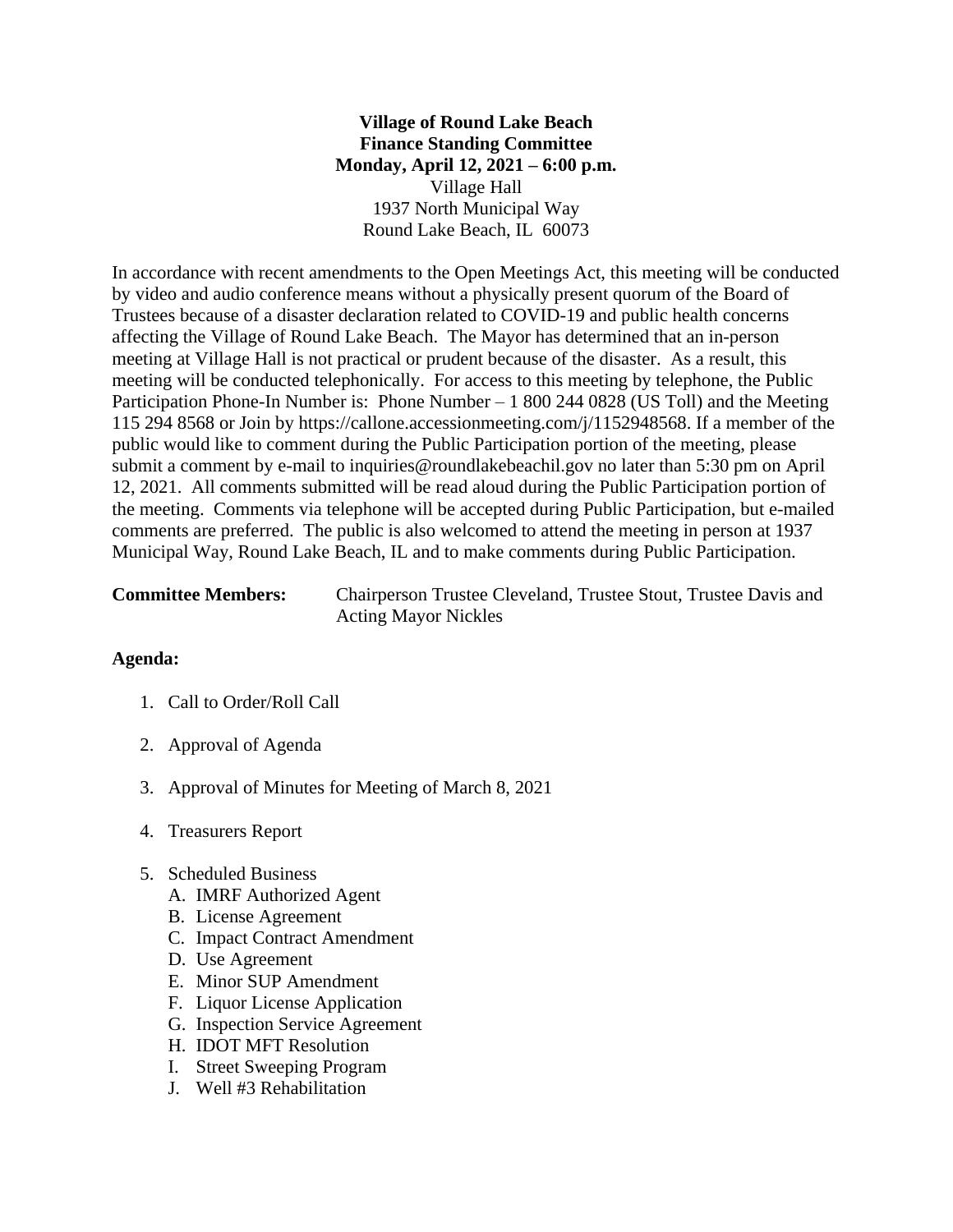**Village of Round Lake Beach**
**Finance Standing Committee**
**Monday, April 12, 2021 – 6:00 p.m.**
Village Hall
1937 North Municipal Way
Round Lake Beach, IL 60073

In accordance with recent amendments to the Open Meetings Act, this meeting will be conducted by video and audio conference means without a physically present quorum of the Board of Trustees because of a disaster declaration related to COVID-19 and public health concerns affecting the Village of Round Lake Beach. The Mayor has determined that an in-person meeting at Village Hall is not practical or prudent because of the disaster. As a result, this meeting will be conducted telephonically. For access to this meeting by telephone, the Public Participation Phone-In Number is: Phone Number – 1 800 244 0828 (US Toll) and the Meeting 115 294 8568 or Join by https://callone.accessionmeeting.com/j/1152948568. If a member of the public would like to comment during the Public Participation portion of the meeting, please submit a comment by e-mail to inquiries@roundlakebeachil.gov no later than 5:30 pm on April 12, 2021. All comments submitted will be read aloud during the Public Participation portion of the meeting. Comments via telephone will be accepted during Public Participation, but e-mailed comments are preferred. The public is also welcomed to attend the meeting in person at 1937 Municipal Way, Round Lake Beach, IL and to make comments during Public Participation.

**Committee Members:** Chairperson Trustee Cleveland, Trustee Stout, Trustee Davis and Acting Mayor Nickles

**Agenda:**

1. Call to Order/Roll Call

2. Approval of Agenda

3. Approval of Minutes for Meeting of March 8, 2021

4. Treasurers Report

5. Scheduled Business
   A. IMRF Authorized Agent
   B. License Agreement
   C. Impact Contract Amendment
   D. Use Agreement
   E. Minor SUP Amendment
   F. Liquor License Application
   G. Inspection Service Agreement
   H. IDOT MFT Resolution
   I. Street Sweeping Program
   J. Well #3 Rehabilitation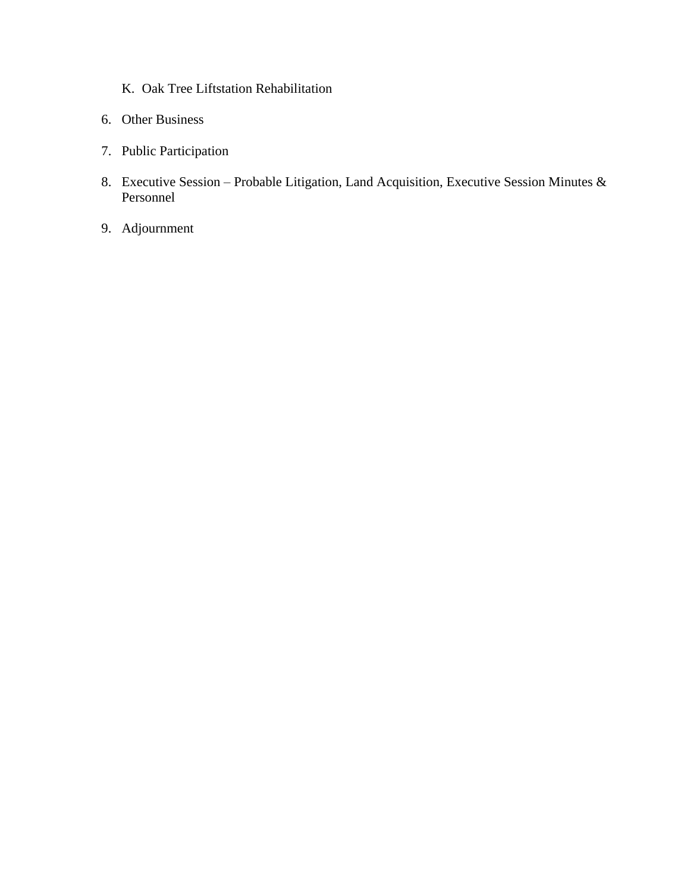K. Oak Tree Liftstation Rehabilitation

6. Other Business

7. Public Participation

8. Executive Session – Probable Litigation, Land Acquisition, Executive Session Minutes & Personnel

9. Adjournment